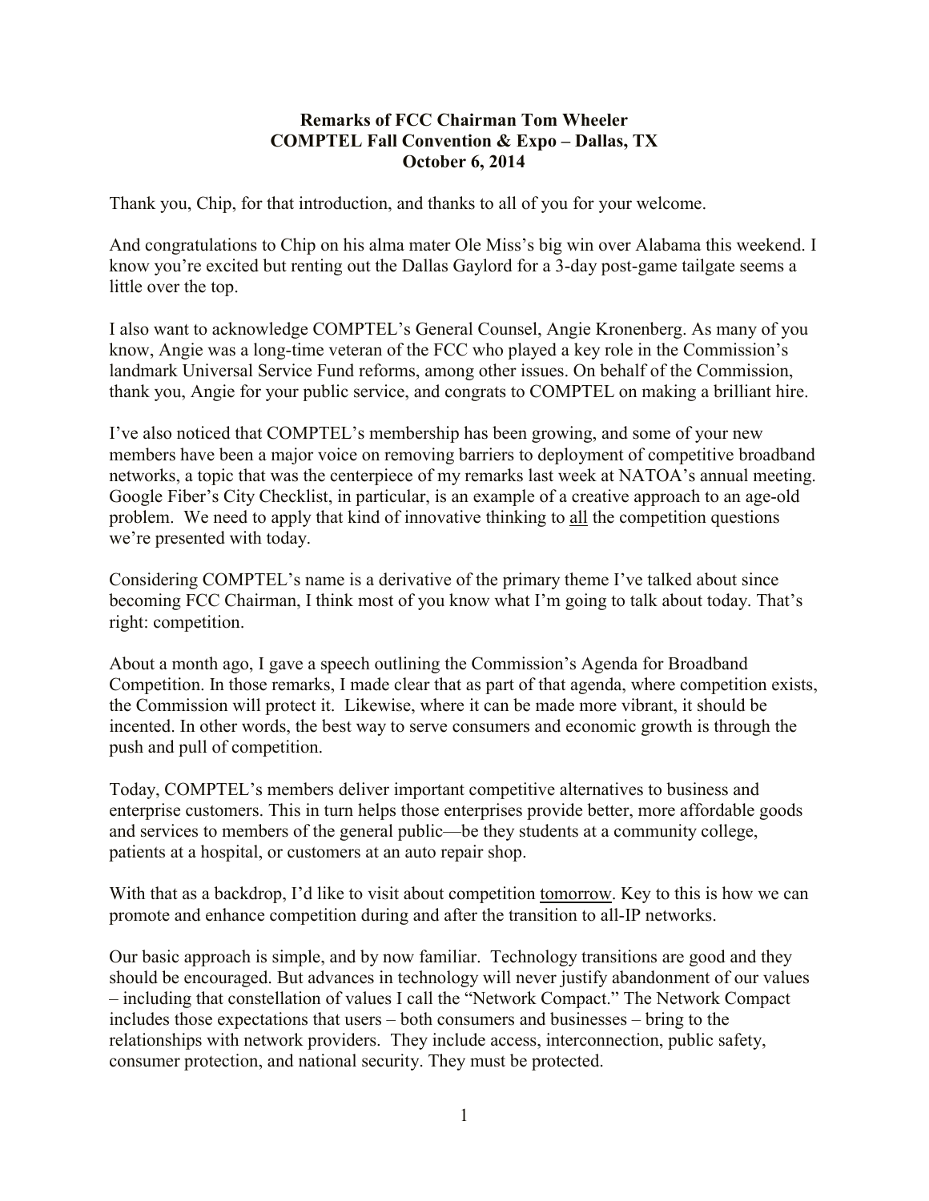**Remarks of FCC Chairman Tom Wheeler**
**COMPTEL Fall Convention & Expo – Dallas, TX**
**October 6, 2014**

Thank you, Chip, for that introduction, and thanks to all of you for your welcome.

And congratulations to Chip on his alma mater Ole Miss's big win over Alabama this weekend. I know you're excited but renting out the Dallas Gaylord for a 3-day post-game tailgate seems a little over the top.

I also want to acknowledge COMPTEL's General Counsel, Angie Kronenberg. As many of you know, Angie was a long-time veteran of the FCC who played a key role in the Commission's landmark Universal Service Fund reforms, among other issues. On behalf of the Commission, thank you, Angie for your public service, and congrats to COMPTEL on making a brilliant hire.

I've also noticed that COMPTEL's membership has been growing, and some of your new members have been a major voice on removing barriers to deployment of competitive broadband networks, a topic that was the centerpiece of my remarks last week at NATOA's annual meeting. Google Fiber's City Checklist, in particular, is an example of a creative approach to an age-old problem. We need to apply that kind of innovative thinking to <u>all</u> the competition questions we're presented with today.

Considering COMPTEL's name is a derivative of the primary theme I've talked about since becoming FCC Chairman, I think most of you know what I'm going to talk about today. That's right: competition.

About a month ago, I gave a speech outlining the Commission's Agenda for Broadband Competition. In those remarks, I made clear that as part of that agenda, where competition exists, the Commission will protect it. Likewise, where it can be made more vibrant, it should be incented. In other words, the best way to serve consumers and economic growth is through the push and pull of competition.

Today, COMPTEL's members deliver important competitive alternatives to business and enterprise customers. This in turn helps those enterprises provide better, more affordable goods and services to members of the general public—be they students at a community college, patients at a hospital, or customers at an auto repair shop.

With that as a backdrop, I'd like to visit about competition <u>tomorrow</u>. Key to this is how we can promote and enhance competition during and after the transition to all-IP networks.

Our basic approach is simple, and by now familiar. Technology transitions are good and they should be encouraged. But advances in technology will never justify abandonment of our values – including that constellation of values I call the "Network Compact." The Network Compact includes those expectations that users – both consumers and businesses – bring to the relationships with network providers. They include access, interconnection, public safety, consumer protection, and national security. They must be protected.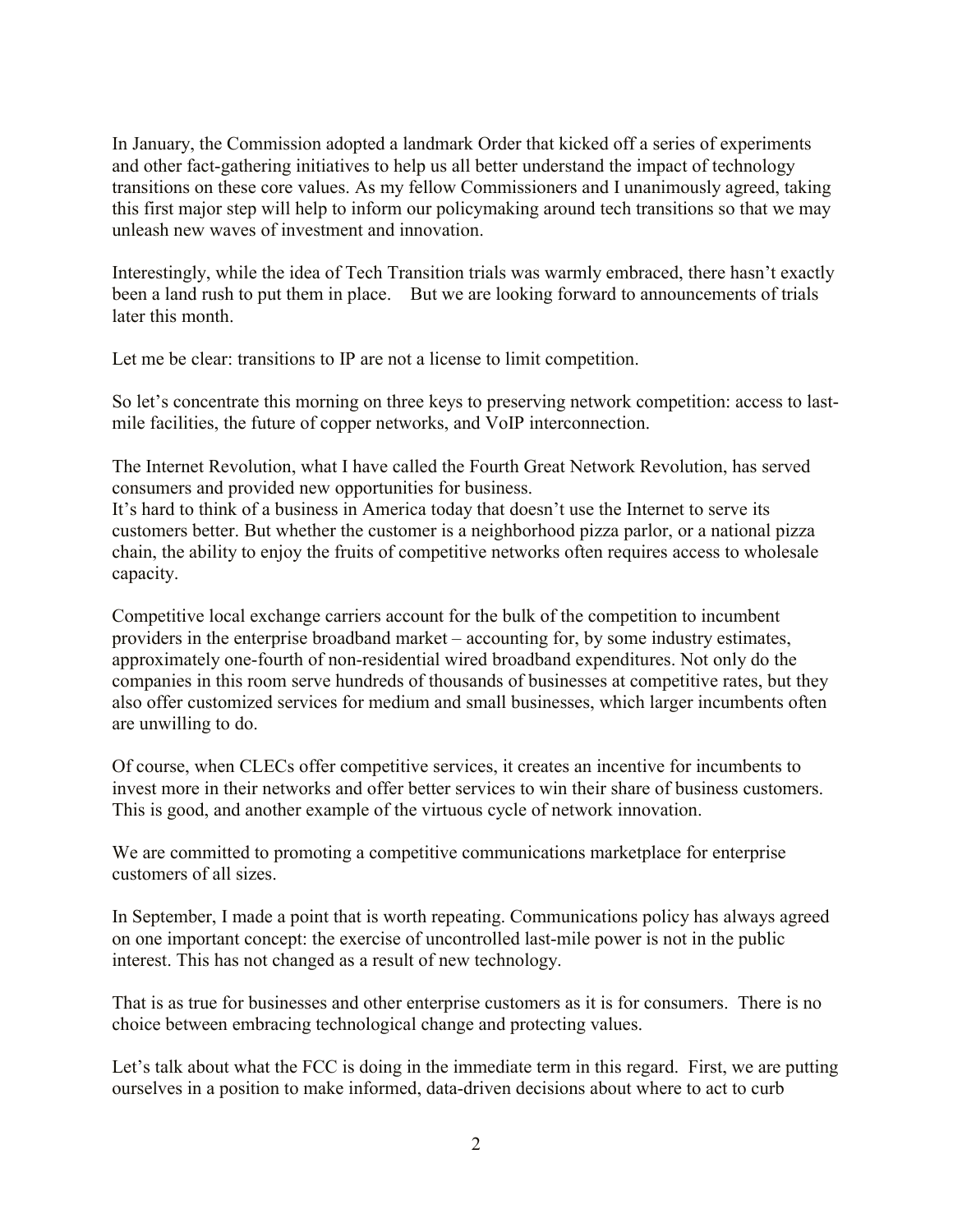In January, the Commission adopted a landmark Order that kicked off a series of experiments and other fact-gathering initiatives to help us all better understand the impact of technology transitions on these core values. As my fellow Commissioners and I unanimously agreed, taking this first major step will help to inform our policymaking around tech transitions so that we may unleash new waves of investment and innovation.

Interestingly, while the idea of Tech Transition trials was warmly embraced, there hasn't exactly been a land rush to put them in place. But we are looking forward to announcements of trials later this month.

Let me be clear: transitions to IP are not a license to limit competition.

So let's concentrate this morning on three keys to preserving network competition: access to last-mile facilities, the future of copper networks, and VoIP interconnection.

The Internet Revolution, what I have called the Fourth Great Network Revolution, has served consumers and provided new opportunities for business.
It's hard to think of a business in America today that doesn't use the Internet to serve its customers better. But whether the customer is a neighborhood pizza parlor, or a national pizza chain, the ability to enjoy the fruits of competitive networks often requires access to wholesale capacity.

Competitive local exchange carriers account for the bulk of the competition to incumbent providers in the enterprise broadband market – accounting for, by some industry estimates, approximately one-fourth of non-residential wired broadband expenditures. Not only do the companies in this room serve hundreds of thousands of businesses at competitive rates, but they also offer customized services for medium and small businesses, which larger incumbents often are unwilling to do.

Of course, when CLECs offer competitive services, it creates an incentive for incumbents to invest more in their networks and offer better services to win their share of business customers. This is good, and another example of the virtuous cycle of network innovation.

We are committed to promoting a competitive communications marketplace for enterprise customers of all sizes.

In September, I made a point that is worth repeating. Communications policy has always agreed on one important concept: the exercise of uncontrolled last-mile power is not in the public interest. This has not changed as a result of new technology.

That is as true for businesses and other enterprise customers as it is for consumers. There is no choice between embracing technological change and protecting values.

Let's talk about what the FCC is doing in the immediate term in this regard. First, we are putting ourselves in a position to make informed, data-driven decisions about where to act to curb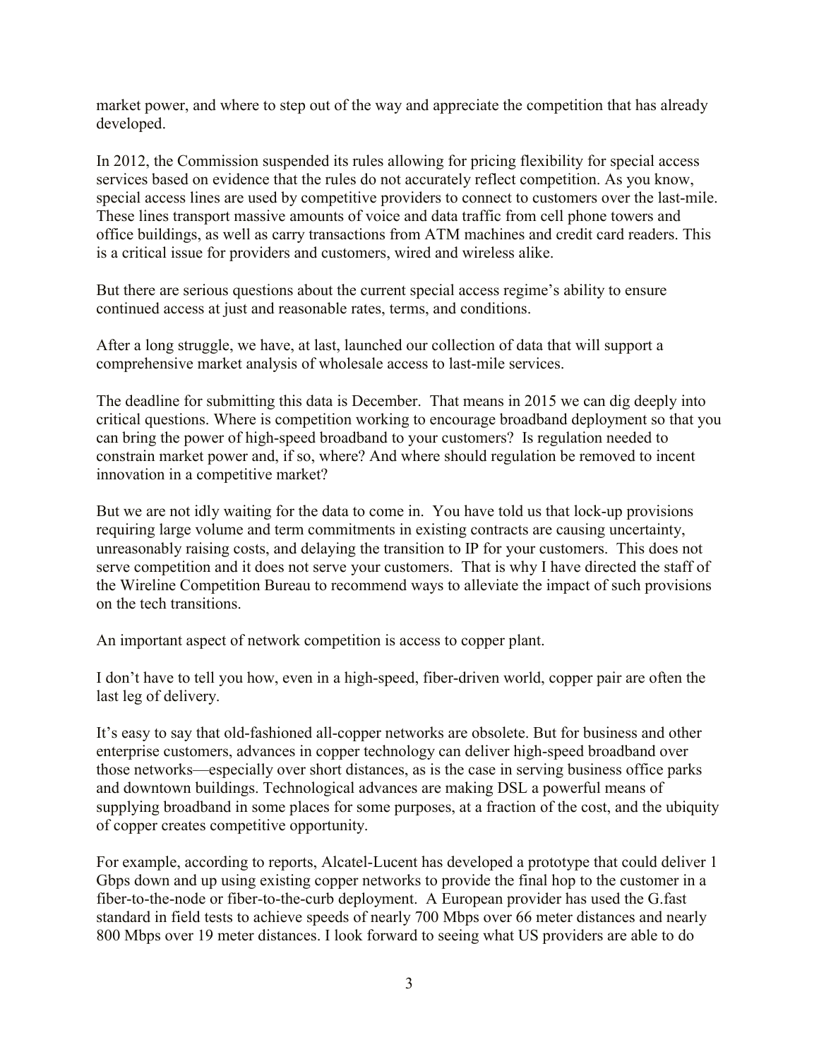market power, and where to step out of the way and appreciate the competition that has already developed.

In 2012, the Commission suspended its rules allowing for pricing flexibility for special access services based on evidence that the rules do not accurately reflect competition. As you know, special access lines are used by competitive providers to connect to customers over the last-mile. These lines transport massive amounts of voice and data traffic from cell phone towers and office buildings, as well as carry transactions from ATM machines and credit card readers. This is a critical issue for providers and customers, wired and wireless alike.

But there are serious questions about the current special access regime's ability to ensure continued access at just and reasonable rates, terms, and conditions.

After a long struggle, we have, at last, launched our collection of data that will support a comprehensive market analysis of wholesale access to last-mile services.

The deadline for submitting this data is December. That means in 2015 we can dig deeply into critical questions. Where is competition working to encourage broadband deployment so that you can bring the power of high-speed broadband to your customers? Is regulation needed to constrain market power and, if so, where? And where should regulation be removed to incent innovation in a competitive market?

But we are not idly waiting for the data to come in. You have told us that lock-up provisions requiring large volume and term commitments in existing contracts are causing uncertainty, unreasonably raising costs, and delaying the transition to IP for your customers. This does not serve competition and it does not serve your customers. That is why I have directed the staff of the Wireline Competition Bureau to recommend ways to alleviate the impact of such provisions on the tech transitions.

An important aspect of network competition is access to copper plant.

I don't have to tell you how, even in a high-speed, fiber-driven world, copper pair are often the last leg of delivery.

It's easy to say that old-fashioned all-copper networks are obsolete. But for business and other enterprise customers, advances in copper technology can deliver high-speed broadband over those networks—especially over short distances, as is the case in serving business office parks and downtown buildings. Technological advances are making DSL a powerful means of supplying broadband in some places for some purposes, at a fraction of the cost, and the ubiquity of copper creates competitive opportunity.

For example, according to reports, Alcatel-Lucent has developed a prototype that could deliver 1 Gbps down and up using existing copper networks to provide the final hop to the customer in a fiber-to-the-node or fiber-to-the-curb deployment. A European provider has used the G.fast standard in field tests to achieve speeds of nearly 700 Mbps over 66 meter distances and nearly 800 Mbps over 19 meter distances. I look forward to seeing what US providers are able to do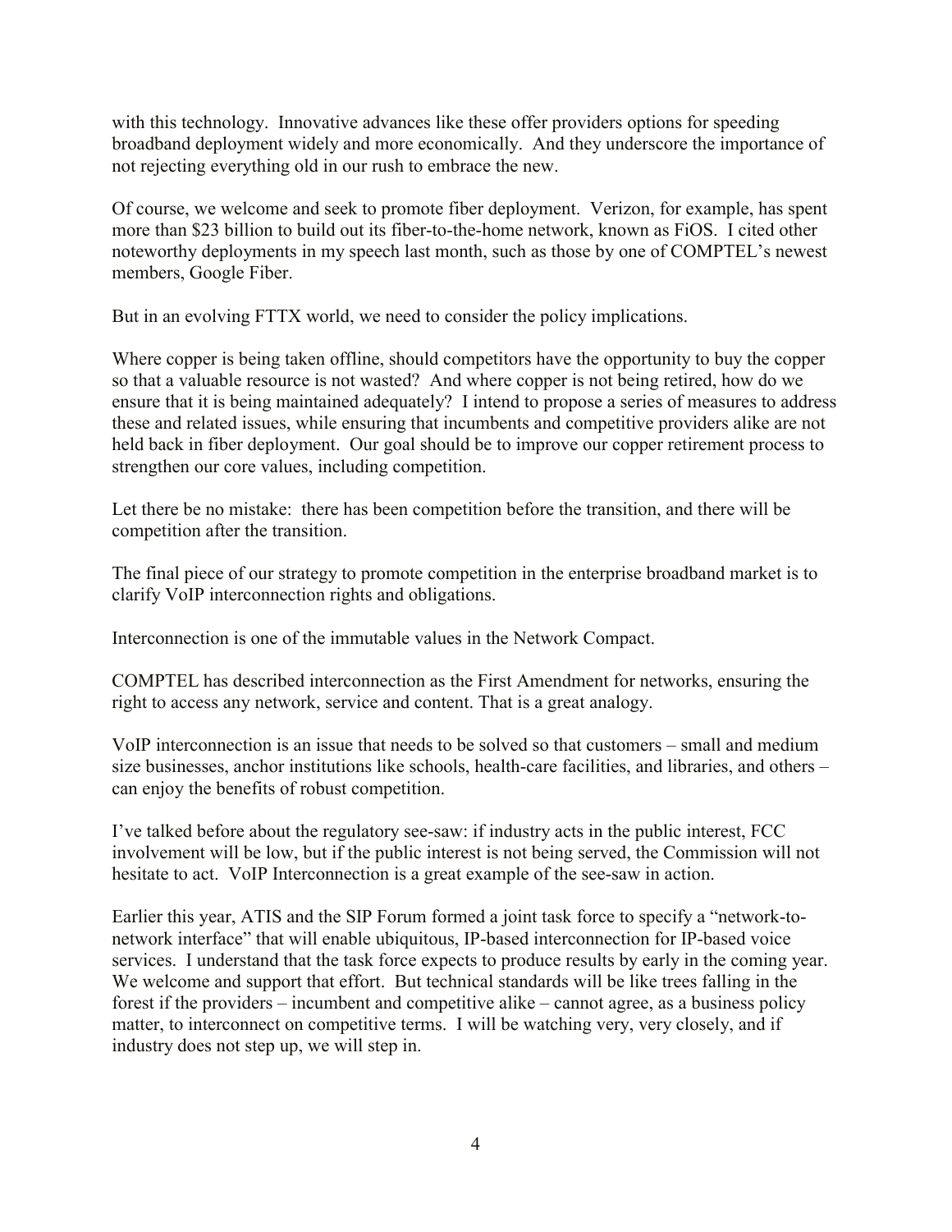with this technology. Innovative advances like these offer providers options for speeding broadband deployment widely and more economically. And they underscore the importance of not rejecting everything old in our rush to embrace the new.

Of course, we welcome and seek to promote fiber deployment. Verizon, for example, has spent more than $23 billion to build out its fiber-to-the-home network, known as FiOS. I cited other noteworthy deployments in my speech last month, such as those by one of COMPTEL's newest members, Google Fiber.

But in an evolving FTTX world, we need to consider the policy implications.

Where copper is being taken offline, should competitors have the opportunity to buy the copper so that a valuable resource is not wasted? And where copper is not being retired, how do we ensure that it is being maintained adequately? I intend to propose a series of measures to address these and related issues, while ensuring that incumbents and competitive providers alike are not held back in fiber deployment. Our goal should be to improve our copper retirement process to strengthen our core values, including competition.

Let there be no mistake: there has been competition before the transition, and there will be competition after the transition.

The final piece of our strategy to promote competition in the enterprise broadband market is to clarify VoIP interconnection rights and obligations.

Interconnection is one of the immutable values in the Network Compact.

COMPTEL has described interconnection as the First Amendment for networks, ensuring the right to access any network, service and content. That is a great analogy.

VoIP interconnection is an issue that needs to be solved so that customers – small and medium size businesses, anchor institutions like schools, health-care facilities, and libraries, and others – can enjoy the benefits of robust competition.

I've talked before about the regulatory see-saw: if industry acts in the public interest, FCC involvement will be low, but if the public interest is not being served, the Commission will not hesitate to act. VoIP Interconnection is a great example of the see-saw in action.

Earlier this year, ATIS and the SIP Forum formed a joint task force to specify a "network-to-network interface" that will enable ubiquitous, IP-based interconnection for IP-based voice services. I understand that the task force expects to produce results by early in the coming year. We welcome and support that effort. But technical standards will be like trees falling in the forest if the providers – incumbent and competitive alike – cannot agree, as a business policy matter, to interconnect on competitive terms. I will be watching very, very closely, and if industry does not step up, we will step in.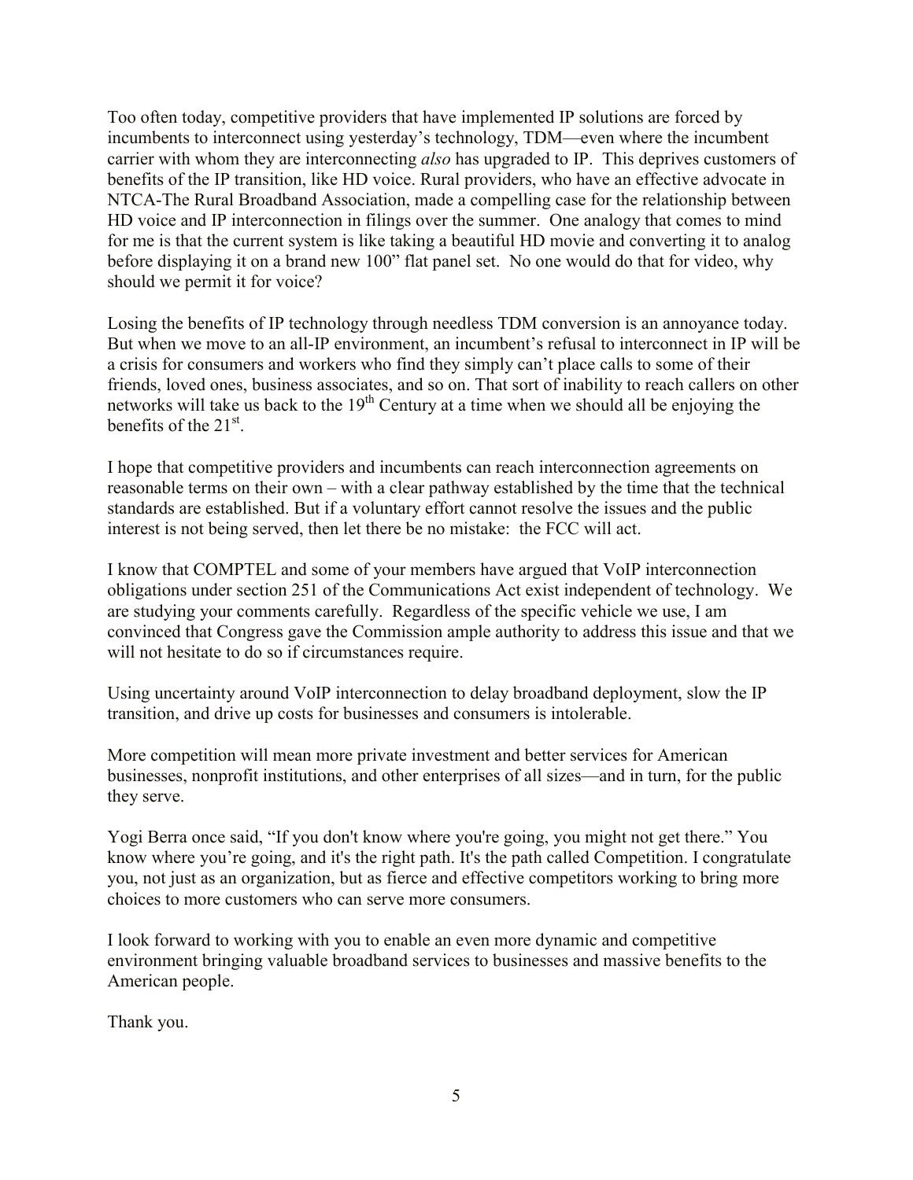Too often today, competitive providers that have implemented IP solutions are forced by incumbents to interconnect using yesterday's technology, TDM—even where the incumbent carrier with whom they are interconnecting *also* has upgraded to IP. This deprives customers of benefits of the IP transition, like HD voice. Rural providers, who have an effective advocate in NTCA-The Rural Broadband Association, made a compelling case for the relationship between HD voice and IP interconnection in filings over the summer. One analogy that comes to mind for me is that the current system is like taking a beautiful HD movie and converting it to analog before displaying it on a brand new 100" flat panel set. No one would do that for video, why should we permit it for voice?

Losing the benefits of IP technology through needless TDM conversion is an annoyance today. But when we move to an all-IP environment, an incumbent's refusal to interconnect in IP will be a crisis for consumers and workers who find they simply can't place calls to some of their friends, loved ones, business associates, and so on. That sort of inability to reach callers on other networks will take us back to the 19th Century at a time when we should all be enjoying the benefits of the 21st.

I hope that competitive providers and incumbents can reach interconnection agreements on reasonable terms on their own – with a clear pathway established by the time that the technical standards are established. But if a voluntary effort cannot resolve the issues and the public interest is not being served, then let there be no mistake: the FCC will act.

I know that COMPTEL and some of your members have argued that VoIP interconnection obligations under section 251 of the Communications Act exist independent of technology. We are studying your comments carefully. Regardless of the specific vehicle we use, I am convinced that Congress gave the Commission ample authority to address this issue and that we will not hesitate to do so if circumstances require.

Using uncertainty around VoIP interconnection to delay broadband deployment, slow the IP transition, and drive up costs for businesses and consumers is intolerable.

More competition will mean more private investment and better services for American businesses, nonprofit institutions, and other enterprises of all sizes—and in turn, for the public they serve.

Yogi Berra once said, "If you don't know where you're going, you might not get there." You know where you're going, and it's the right path. It's the path called Competition. I congratulate you, not just as an organization, but as fierce and effective competitors working to bring more choices to more customers who can serve more consumers.

I look forward to working with you to enable an even more dynamic and competitive environment bringing valuable broadband services to businesses and massive benefits to the American people.

Thank you.